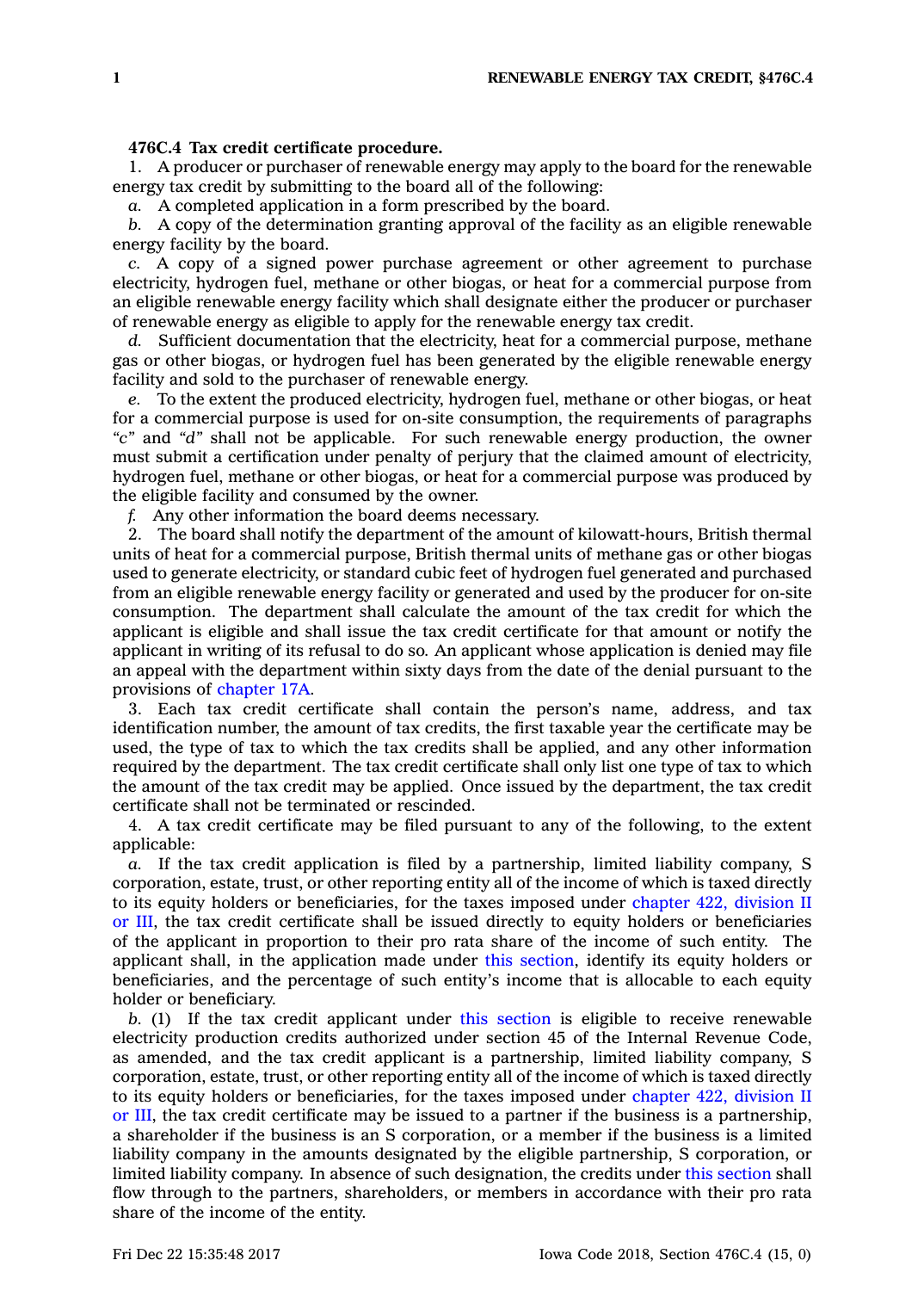**476C.4 Tax credit certificate procedure.**

1. A producer or purchaser of renewable energy may apply to the board for the renewable energy tax credit by submitting to the board all of the following:

*a.* A completed application in a form prescribed by the board.

*b.* A copy of the determination granting approval of the facility as an eligible renewable energy facility by the board.

*c.* A copy of a signed power purchase agreement or other agreement to purchase electricity, hydrogen fuel, methane or other biogas, or heat for a commercial purpose from an eligible renewable energy facility which shall designate either the producer or purchaser of renewable energy as eligible to apply for the renewable energy tax credit.

*d.* Sufficient documentation that the electricity, heat for a commercial purpose, methane gas or other biogas, or hydrogen fuel has been generated by the eligible renewable energy facility and sold to the purchaser of renewable energy.

*e.* To the extent the produced electricity, hydrogen fuel, methane or other biogas, or heat for a commercial purpose is used for on-site consumption, the requirements of paragraphs "*c*" and "*d*" shall not be applicable. For such renewable energy production, the owner must submit a certification under penalty of perjury that the claimed amount of electricity, hydrogen fuel, methane or other biogas, or heat for a commercial purpose was produced by the eligible facility and consumed by the owner.

*f.* Any other information the board deems necessary.

2. The board shall notify the department of the amount of kilowatt-hours, British thermal units of heat for a commercial purpose, British thermal units of methane gas or other biogas used to generate electricity, or standard cubic feet of hydrogen fuel generated and purchased from an eligible renewable energy facility or generated and used by the producer for on-site consumption. The department shall calculate the amount of the tax credit for which the applicant is eligible and shall issue the tax credit certificate for that amount or notify the applicant in writing of its refusal to do so. An applicant whose application is denied may file an appeal with the department within sixty days from the date of the denial pursuant to the provisions of chapter 17A.

3. Each tax credit certificate shall contain the person's name, address, and tax identification number, the amount of tax credits, the first taxable year the certificate may be used, the type of tax to which the tax credits shall be applied, and any other information required by the department. The tax credit certificate shall only list one type of tax to which the amount of the tax credit may be applied. Once issued by the department, the tax credit certificate shall not be terminated or rescinded.

4. A tax credit certificate may be filed pursuant to any of the following, to the extent applicable:

*a.* If the tax credit application is filed by a partnership, limited liability company, S corporation, estate, trust, or other reporting entity all of the income of which is taxed directly to its equity holders or beneficiaries, for the taxes imposed under chapter 422, division II or III, the tax credit certificate shall be issued directly to equity holders or beneficiaries of the applicant in proportion to their pro rata share of the income of such entity. The applicant shall, in the application made under this section, identify its equity holders or beneficiaries, and the percentage of such entity's income that is allocable to each equity holder or beneficiary.

*b.* (1) If the tax credit applicant under this section is eligible to receive renewable electricity production credits authorized under section 45 of the Internal Revenue Code, as amended, and the tax credit applicant is a partnership, limited liability company, S corporation, estate, trust, or other reporting entity all of the income of which is taxed directly to its equity holders or beneficiaries, for the taxes imposed under chapter 422, division II or III, the tax credit certificate may be issued to a partner if the business is a partnership, a shareholder if the business is an S corporation, or a member if the business is a limited liability company in the amounts designated by the eligible partnership, S corporation, or limited liability company. In absence of such designation, the credits under this section shall flow through to the partners, shareholders, or members in accordance with their pro rata share of the income of the entity.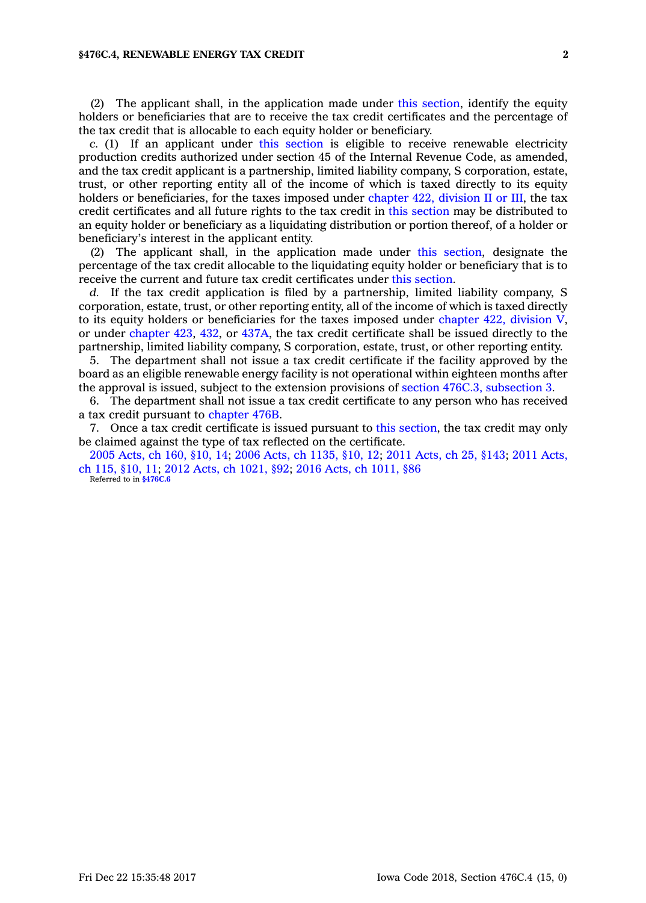(2) The applicant shall, in the application made under this section, identify the equity holders or beneficiaries that are to receive the tax credit certificates and the percentage of the tax credit that is allocable to each equity holder or beneficiary.

*c.* (1) If an applicant under this section is eligible to receive renewable electricity production credits authorized under section 45 of the Internal Revenue Code, as amended, and the tax credit applicant is a partnership, limited liability company, S corporation, estate, trust, or other reporting entity all of the income of which is taxed directly to its equity holders or beneficiaries, for the taxes imposed under chapter 422, division II or III, the tax credit certificates and all future rights to the tax credit in this section may be distributed to an equity holder or beneficiary as a liquidating distribution or portion thereof, of a holder or beneficiary's interest in the applicant entity.

(2) The applicant shall, in the application made under this section, designate the percentage of the tax credit allocable to the liquidating equity holder or beneficiary that is to receive the current and future tax credit certificates under this section.

*d.* If the tax credit application is filed by a partnership, limited liability company, S corporation, estate, trust, or other reporting entity, all of the income of which is taxed directly to its equity holders or beneficiaries for the taxes imposed under chapter 422, division V, or under chapter 423, 432, or 437A, the tax credit certificate shall be issued directly to the partnership, limited liability company, S corporation, estate, trust, or other reporting entity.

5. The department shall not issue a tax credit certificate if the facility approved by the board as an eligible renewable energy facility is not operational within eighteen months after the approval is issued, subject to the extension provisions of section 476C.3, subsection 3.

6. The department shall not issue a tax credit certificate to any person who has received a tax credit pursuant to chapter 476B.

7. Once a tax credit certificate is issued pursuant to this section, the tax credit may only be claimed against the type of tax reflected on the certificate.

2005 Acts, ch 160, §10, 14; 2006 Acts, ch 1135, §10, 12; 2011 Acts, ch 25, §143; 2011 Acts, ch 115, §10, 11; 2012 Acts, ch 1021, §92; 2016 Acts, ch 1011, §86

Referred to in **§476C.6**